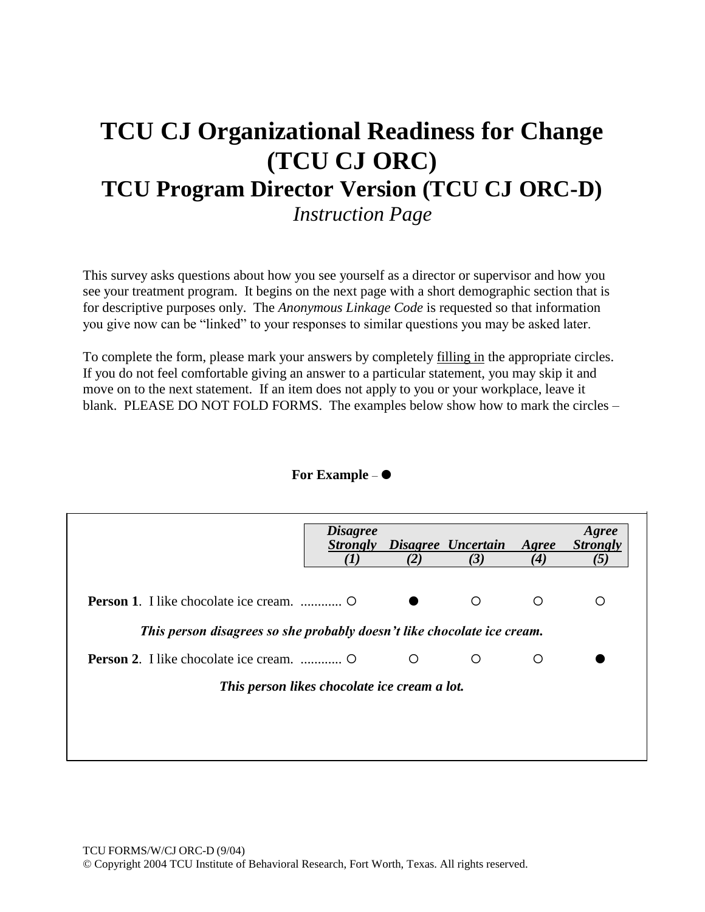# TCU CJ Organizational Readiness for Change (TCU CJ ORC)

## TCU Program Director Version (TCU CJ ORC-D)

*Instruction Page*

This survey asks questions about how you see yourself as a director or supervisor and how you see your treatment program. It begins on the next page with a short demographic section that is for descriptive purposes only. The *Anonymous Linkage Code* is requested so that information you give now can be "linked" to your responses to similar questions you may be asked later.

To complete the form, please mark your answers by completely filling in the appropriate circles. If you do not feel comfortable giving an answer to a particular statement, you may skip it and move on to the next statement. If an item does not apply to you or your workplace, leave it blank. PLEASE DO NOT FOLD FORMS. The examples below show how to mark the circles –

**For Example** – ●

| | *Disagree Strongly (1)* | *Disagree (2)* | *Uncertain (3)* | *Agree (4)* | *Agree Strongly (5)* |
|---|---|---|---|---|---|
| **Person 1**. I like chocolate ice cream. ............ | ○ | ● | ○ | ○ | ○ |
| ***This person disagrees so she probably doesn't like chocolate ice cream.*** | | | | | |
| **Person 2**. I like chocolate ice cream. ............ | ○ | ○ | ○ | ○ | ● |
| ***This person likes chocolate ice cream a lot.*** | | | | | |

TCU FORMS/W/CJ ORC-D (9/04)
© Copyright 2004 TCU Institute of Behavioral Research, Fort Worth, Texas. All rights reserved.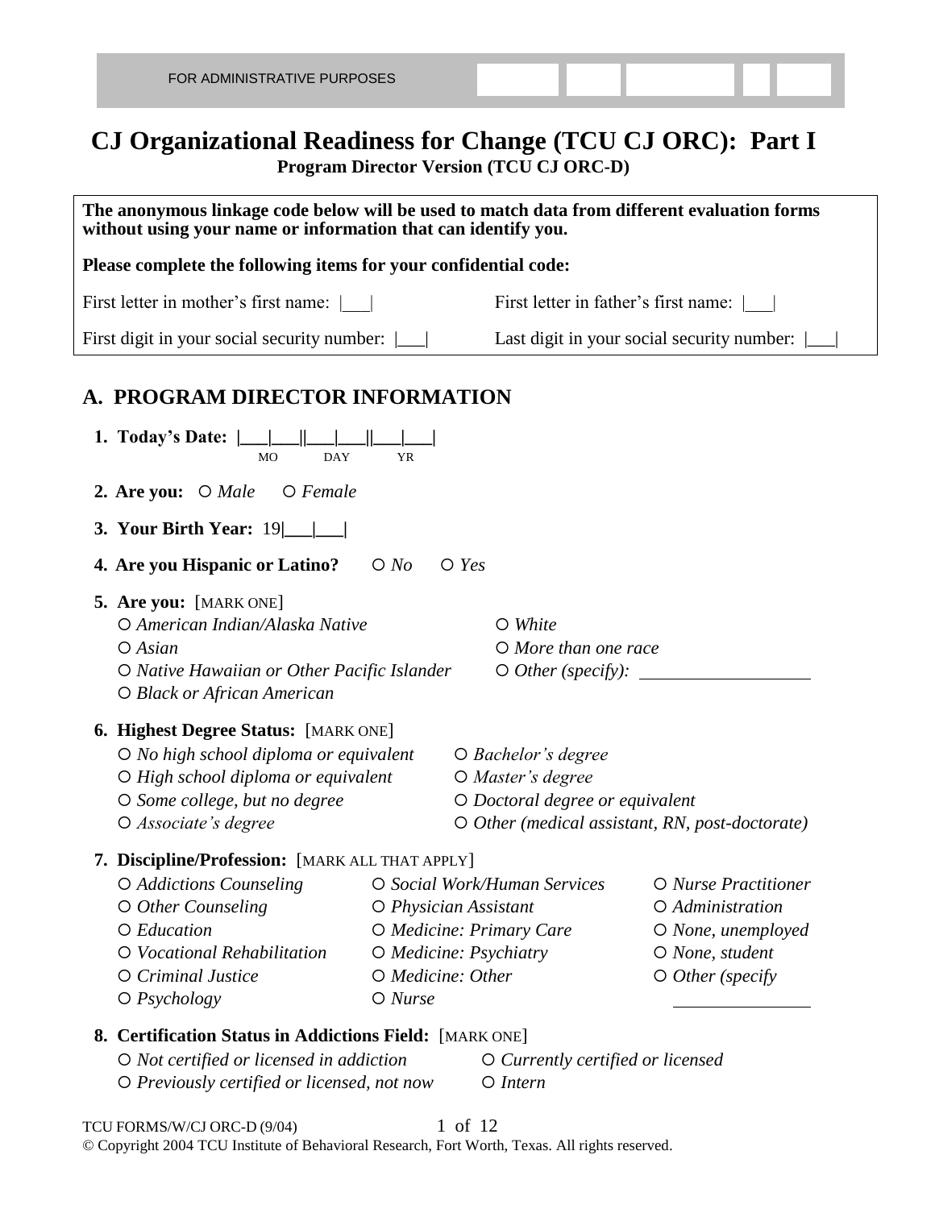FOR ADMINISTRATIVE PURPOSES

# CJ Organizational Readiness for Change (TCU CJ ORC): Part I

**Program Director Version (TCU CJ ORC-D)**

**The anonymous linkage code below will be used to match data from different evaluation forms without using your name or information that can identify you.**

**Please complete the following items for your confidential code:**

First letter in mother's first name: |___|

First letter in father's first name: |___|

First digit in your social security number: |___|

Last digit in your social security number: |___|

## A. PROGRAM DIRECTOR INFORMATION

**1. Today's Date:** |___|___||___|___||___|___| (MO DAY YR)

**2. Are you:** ○ *Male* ○ *Female*

**3. Your Birth Year:** 19|___|___|

**4. Are you Hispanic or Latino?** ○ *No* ○ *Yes*

**5. Are you:** [MARK ONE]

- ○ *American Indian/Alaska Native*
- ○ *Asian*
- ○ *Native Hawaiian or Other Pacific Islander*
- ○ *Black or African American*
- ○ *White*
- ○ *More than one race*
- ○ *Other (specify):* ____________________

**6. Highest Degree Status:** [MARK ONE]

- ○ *No high school diploma or equivalent*
- ○ *High school diploma or equivalent*
- ○ *Some college, but no degree*
- ○ *Associate's degree*
- ○ *Bachelor's degree*
- ○ *Master's degree*
- ○ *Doctoral degree or equivalent*
- ○ *Other (medical assistant, RN, post-doctorate)*

**7. Discipline/Profession:** [MARK ALL THAT APPLY]

- ○ *Addictions Counseling*
- ○ *Other Counseling*
- ○ *Education*
- ○ *Vocational Rehabilitation*
- ○ *Criminal Justice*
- ○ *Psychology*
- ○ *Social Work/Human Services*
- ○ *Physician Assistant*
- ○ *Medicine: Primary Care*
- ○ *Medicine: Psychiatry*
- ○ *Medicine: Other*
- ○ *Nurse*
- ○ *Nurse Practitioner*
- ○ *Administration*
- ○ *None, unemployed*
- ○ *None, student*
- ○ *Other (specify* ________________

**8. Certification Status in Addictions Field:** [MARK ONE]

- ○ *Not certified or licensed in addiction*
- ○ *Previously certified or licensed, not now*
- ○ *Currently certified or licensed*
- ○ *Intern*

TCU FORMS/W/CJ ORC-D (9/04)

© Copyright 2004 TCU Institute of Behavioral Research, Fort Worth, Texas. All rights reserved.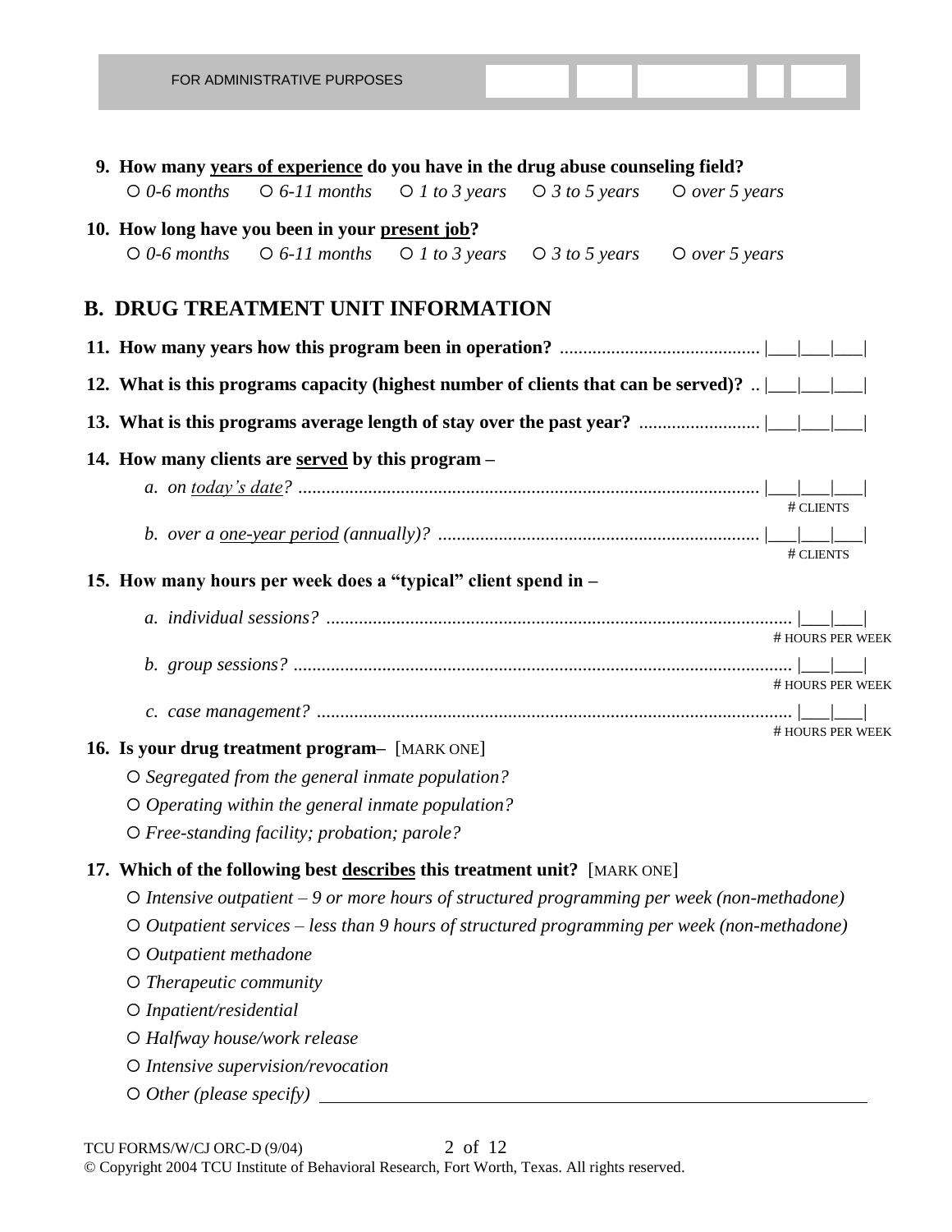FOR ADMINISTRATIVE PURPOSES

**9. How many years of experience do you have in the drug abuse counseling field?**

○ *0-6 months* ○ *6-11 months* ○ *1 to 3 years* ○ *3 to 5 years* ○ *over 5 years*

**10. How long have you been in your present job?**

○ *0-6 months* ○ *6-11 months* ○ *1 to 3 years* ○ *3 to 5 years* ○ *over 5 years*

## B. DRUG TREATMENT UNIT INFORMATION

**11. How many years how this program been in operation?** .......................................... |\_\_\_|\_\_\_|\_\_\_|

**12. What is this programs capacity (highest number of clients that can be served)?** .. |\_\_\_|\_\_\_|\_\_\_|

**13. What is this programs average length of stay over the past year?** ......................... |\_\_\_|\_\_\_|\_\_\_|

**14. How many clients are served by this program –**

*a. on today's date?* .................................................................................................. |\_\_\_|\_\_\_|\_\_\_| # CLIENTS

*b. over a one-year period (annually)?* .................................................................... |\_\_\_|\_\_\_|\_\_\_| # CLIENTS

**15. How many hours per week does a "typical" client spend in –**

*a. individual sessions?* ................................................................................................... |\_\_\_|\_\_\_| # HOURS PER WEEK

*b. group sessions?* .......................................................................................................... |\_\_\_|\_\_\_| # HOURS PER WEEK

*c. case management?* ..................................................................................................... |\_\_\_|\_\_\_| # HOURS PER WEEK

**16. Is your drug treatment program–** [MARK ONE]

○ *Segregated from the general inmate population?*

○ *Operating within the general inmate population?*

○ *Free-standing facility; probation; parole?*

**17. Which of the following best describes this treatment unit?** [MARK ONE]

○ *Intensive outpatient – 9 or more hours of structured programming per week (non-methadone)*

○ *Outpatient services – less than 9 hours of structured programming per week (non-methadone)*

○ *Outpatient methadone*

○ *Therapeutic community*

○ *Inpatient/residential*

○ *Halfway house/work release*

○ *Intensive supervision/revocation*

○ *Other (please specify)* \_\_\_\_\_\_\_\_\_\_\_\_\_\_\_\_\_\_\_\_\_\_\_\_\_\_\_\_\_\_\_\_\_\_\_\_\_\_\_\_

TCU FORMS/W/CJ ORC-D (9/04)

© Copyright 2004 TCU Institute of Behavioral Research, Fort Worth, Texas. All rights reserved.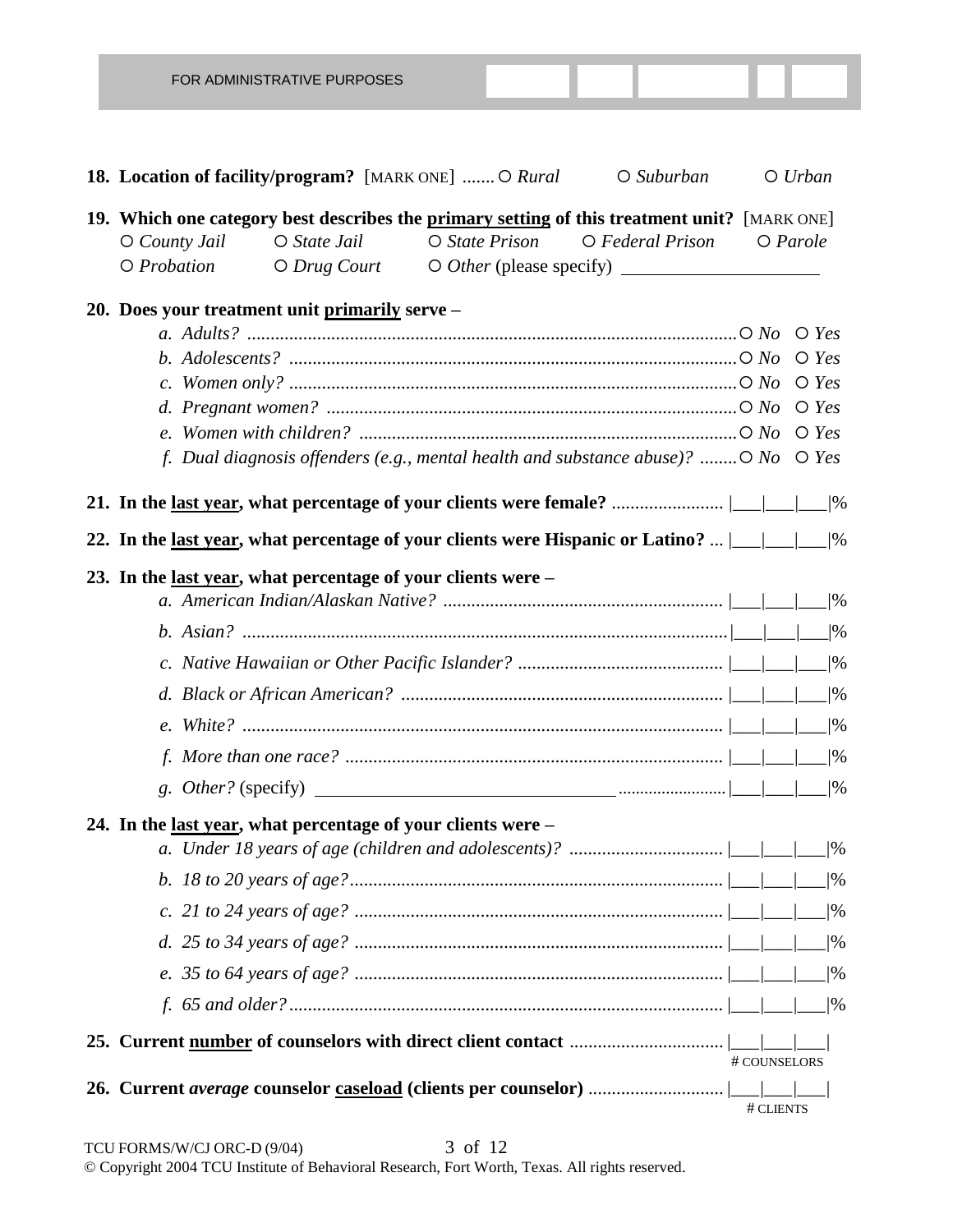FOR ADMINISTRATIVE PURPOSES

**18. Location of facility/program?** [MARK ONE] ....... ○ *Rural* ○ *Suburban* ○ *Urban*

**19. Which one category best describes the <u>primary setting</u> of this treatment unit?** [MARK ONE]

○ *County Jail* ○ *State Jail* ○ *State Prison* ○ *Federal Prison* ○ *Parole*
○ *Probation* ○ *Drug Court* ○ *Other* (please specify) ____________________

**20. Does your treatment unit <u>primarily</u> serve –**

- *a. Adults?* ........................................ ○ *No* ○ *Yes*
- *b. Adolescents?* ........................................ ○ *No* ○ *Yes*
- *c. Women only?* ........................................ ○ *No* ○ *Yes*
- *d. Pregnant women?* ........................................ ○ *No* ○ *Yes*
- *e. Women with children?* ........................................ ○ *No* ○ *Yes*
- *f. Dual diagnosis offenders (e.g., mental health and substance abuse)?* ........ ○ *No* ○ *Yes*

**21. In the <u>last year</u>, what percentage of your clients were female?** ........................ |___|___|___|%

**22. In the <u>last year</u>, what percentage of your clients were Hispanic or Latino?** ... |___|___|___|%

**23. In the <u>last year</u>, what percentage of your clients were –**

- *a. American Indian/Alaskan Native?* ........................................ |___|___|___|%
- *b. Asian?* ........................................ |___|___|___|%
- *c. Native Hawaiian or Other Pacific Islander?* ........................................ |___|___|___|%
- *d. Black or African American?* ........................................ |___|___|___|%
- *e. White?* ........................................ |___|___|___|%
- *f. More than one race?* ........................................ |___|___|___|%
- *g. Other?* (specify) ______________________________ ........................ |___|___|___|%

**24. In the <u>last year</u>, what percentage of your clients were –**

- *a. Under 18 years of age (children and adolescents)?* ........................................ |___|___|___|%
- *b. 18 to 20 years of age?* ........................................ |___|___|___|%
- *c. 21 to 24 years of age?* ........................................ |___|___|___|%
- *d. 25 to 34 years of age?* ........................................ |___|___|___|%
- *e. 35 to 64 years of age?* ........................................ |___|___|___|%
- *f. 65 and older?* ........................................ |___|___|___|%

**25. Current <u>number</u> of counselors with direct client contact** ................................ |___|___|___|
# COUNSELORS

**26. Current *average* counselor <u>caseload</u> (clients per counselor)** ............................ |___|___|___|
# CLIENTS

TCU FORMS/W/CJ ORC-D (9/04)

© Copyright 2004 TCU Institute of Behavioral Research, Fort Worth, Texas. All rights reserved.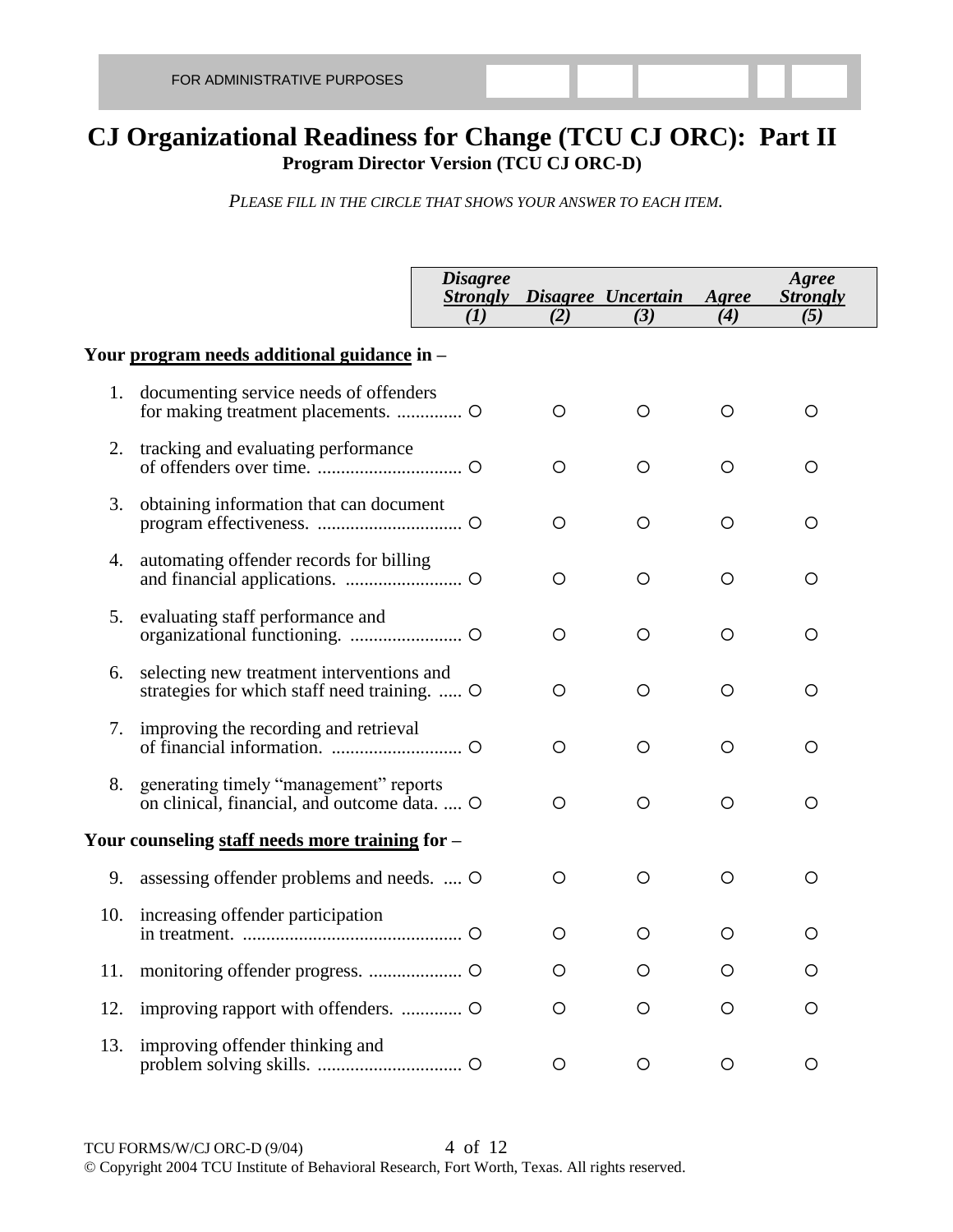FOR ADMINISTRATIVE PURPOSES

# CJ Organizational Readiness for Change (TCU CJ ORC): Part II

**Program Director Version (TCU CJ ORC-D)**

*PLEASE FILL IN THE CIRCLE THAT SHOWS YOUR ANSWER TO EACH ITEM.*

| | *Disagree Strongly (1)* | *Disagree (2)* | *Uncertain (3)* | *Agree (4)* | *Agree Strongly (5)* |
|---|---|---|---|---|---|
| **Your program needs additional guidance in –** | | | | | |
| 1. documenting service needs of offenders for making treatment placements. | ○ | ○ | ○ | ○ | ○ |
| 2. tracking and evaluating performance of offenders over time. | ○ | ○ | ○ | ○ | ○ |
| 3. obtaining information that can document program effectiveness. | ○ | ○ | ○ | ○ | ○ |
| 4. automating offender records for billing and financial applications. | ○ | ○ | ○ | ○ | ○ |
| 5. evaluating staff performance and organizational functioning. | ○ | ○ | ○ | ○ | ○ |
| 6. selecting new treatment interventions and strategies for which staff need training. | ○ | ○ | ○ | ○ | ○ |
| 7. improving the recording and retrieval of financial information. | ○ | ○ | ○ | ○ | ○ |
| 8. generating timely "management" reports on clinical, financial, and outcome data. | ○ | ○ | ○ | ○ | ○ |
| **Your counseling staff needs more training for –** | | | | | |
| 9. assessing offender problems and needs. | ○ | ○ | ○ | ○ | ○ |
| 10. increasing offender participation in treatment. | ○ | ○ | ○ | ○ | ○ |
| 11. monitoring offender progress. | ○ | ○ | ○ | ○ | ○ |
| 12. improving rapport with offenders. | ○ | ○ | ○ | ○ | ○ |
| 13. improving offender thinking and problem solving skills. | ○ | ○ | ○ | ○ | ○ |

TCU FORMS/W/CJ ORC-D (9/04)

© Copyright 2004 TCU Institute of Behavioral Research, Fort Worth, Texas. All rights reserved.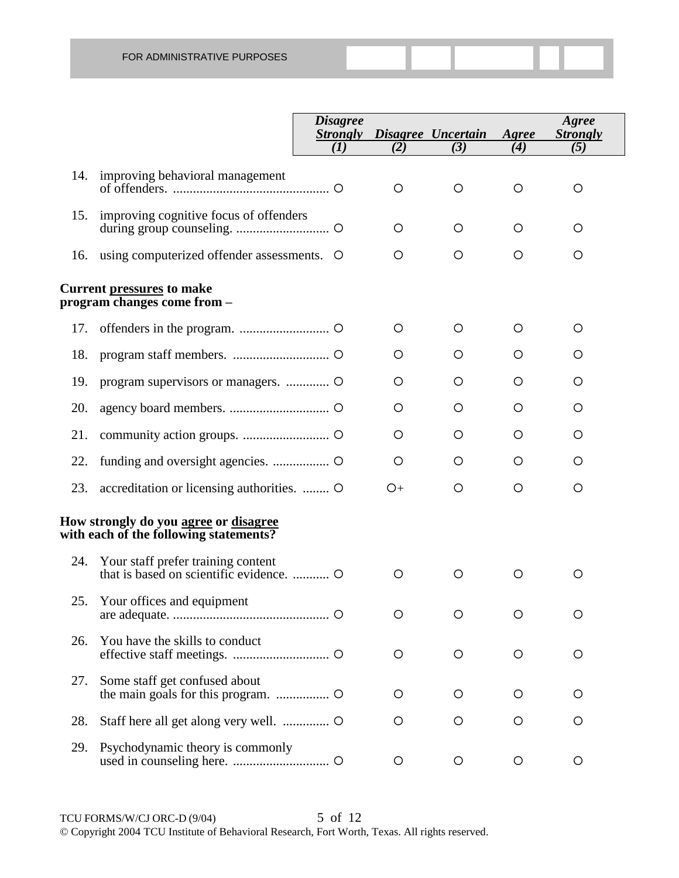FOR ADMINISTRATIVE PURPOSES

| | | *Disagree Strongly (1)* | *Disagree (2)* | *Uncertain (3)* | *Agree (4)* | *Agree Strongly (5)* |
|---|---|---|---|---|---|---|
| 14. | improving behavioral management of offenders. | O | O | O | O | O |
| 15. | improving cognitive focus of offenders during group counseling. | O | O | O | O | O |
| 16. | using computerized offender assessments. | O | O | O | O | O |
| | **Current pressures to make program changes come from –** | | | | | |
| 17. | offenders in the program. | O | O | O | O | O |
| 18. | program staff members. | O | O | O | O | O |
| 19. | program supervisors or managers. | O | O | O | O | O |
| 20. | agency board members. | O | O | O | O | O |
| 21. | community action groups. | O | O | O | O | O |
| 22. | funding and oversight agencies. | O | O | O | O | O |
| 23. | accreditation or licensing authorities. | O | O+ | O | O | O |
| | **How strongly do you agree or disagree with each of the following statements?** | | | | | |
| 24. | Your staff prefer training content that is based on scientific evidence. | O | O | O | O | O |
| 25. | Your offices and equipment are adequate. | O | O | O | O | O |
| 26. | You have the skills to conduct effective staff meetings. | O | O | O | O | O |
| 27. | Some staff get confused about the main goals for this program. | O | O | O | O | O |
| 28. | Staff here all get along very well. | O | O | O | O | O |
| 29. | Psychodynamic theory is commonly used in counseling here. | O | O | O | O | O |

TCU FORMS/W/CJ ORC-D (9/04)

© Copyright 2004 TCU Institute of Behavioral Research, Fort Worth, Texas. All rights reserved.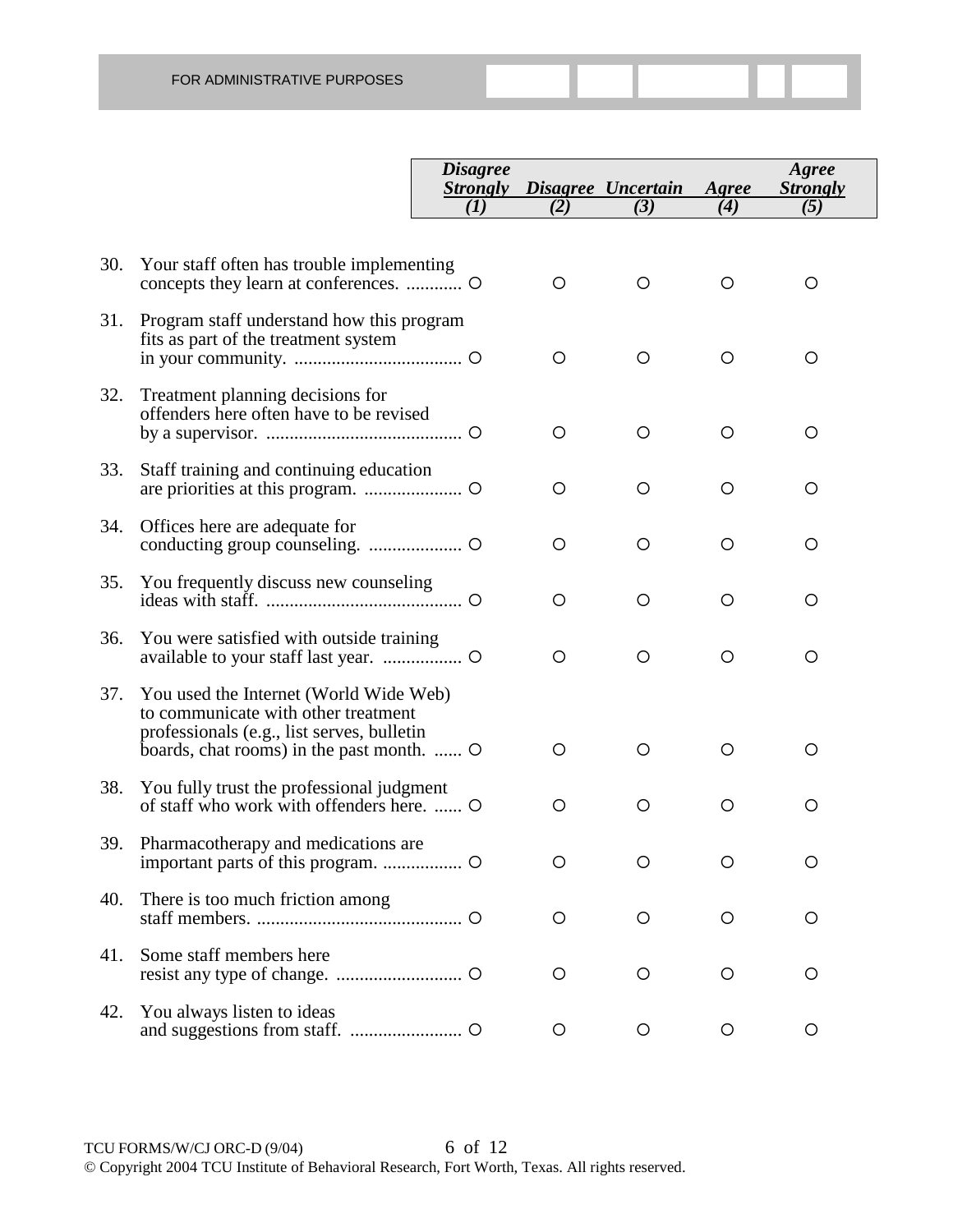FOR ADMINISTRATIVE PURPOSES

| | | *Disagree Strongly (1)* | *Disagree (2)* | *Uncertain (3)* | *Agree (4)* | *Agree Strongly (5)* |
|---|---|---|---|---|---|---|
| 30. | Your staff often has trouble implementing concepts they learn at conferences. | ○ | ○ | ○ | ○ | ○ |
| 31. | Program staff understand how this program fits as part of the treatment system in your community. | ○ | ○ | ○ | ○ | ○ |
| 32. | Treatment planning decisions for offenders here often have to be revised by a supervisor. | ○ | ○ | ○ | ○ | ○ |
| 33. | Staff training and continuing education are priorities at this program. | ○ | ○ | ○ | ○ | ○ |
| 34. | Offices here are adequate for conducting group counseling. | ○ | ○ | ○ | ○ | ○ |
| 35. | You frequently discuss new counseling ideas with staff. | ○ | ○ | ○ | ○ | ○ |
| 36. | You were satisfied with outside training available to your staff last year. | ○ | ○ | ○ | ○ | ○ |
| 37. | You used the Internet (World Wide Web) to communicate with other treatment professionals (e.g., list serves, bulletin boards, chat rooms) in the past month. | ○ | ○ | ○ | ○ | ○ |
| 38. | You fully trust the professional judgment of staff who work with offenders here. | ○ | ○ | ○ | ○ | ○ |
| 39. | Pharmacotherapy and medications are important parts of this program. | ○ | ○ | ○ | ○ | ○ |
| 40. | There is too much friction among staff members. | ○ | ○ | ○ | ○ | ○ |
| 41. | Some staff members here resist any type of change. | ○ | ○ | ○ | ○ | ○ |
| 42. | You always listen to ideas and suggestions from staff. | ○ | ○ | ○ | ○ | ○ |

TCU FORMS/W/CJ ORC-D (9/04)

© Copyright 2004 TCU Institute of Behavioral Research, Fort Worth, Texas. All rights reserved.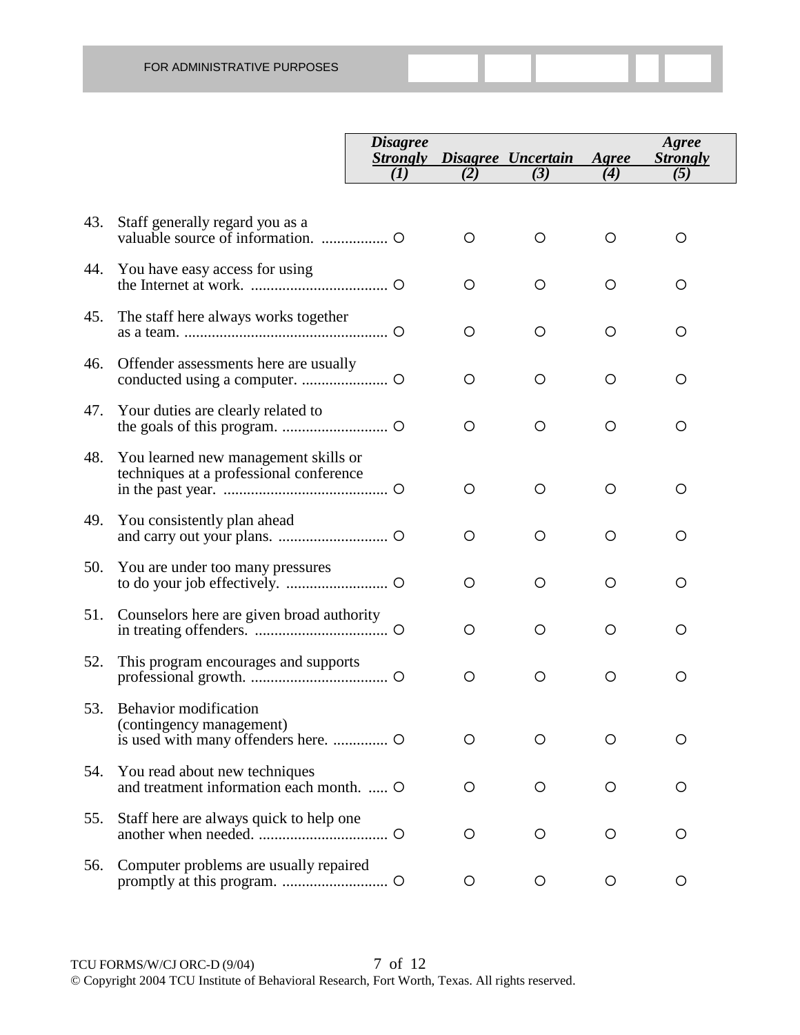FOR ADMINISTRATIVE PURPOSES

| | | *Disagree Strongly (1)* | *Disagree (2)* | *Uncertain (3)* | *Agree (4)* | *Agree Strongly (5)* |
|---|---|---|---|---|---|---|
| 43. | Staff generally regard you as a valuable source of information. | ○ | ○ | ○ | ○ | ○ |
| 44. | You have easy access for using the Internet at work. | ○ | ○ | ○ | ○ | ○ |
| 45. | The staff here always works together as a team. | ○ | ○ | ○ | ○ | ○ |
| 46. | Offender assessments here are usually conducted using a computer. | ○ | ○ | ○ | ○ | ○ |
| 47. | Your duties are clearly related to the goals of this program. | ○ | ○ | ○ | ○ | ○ |
| 48. | You learned new management skills or techniques at a professional conference in the past year. | ○ | ○ | ○ | ○ | ○ |
| 49. | You consistently plan ahead and carry out your plans. | ○ | ○ | ○ | ○ | ○ |
| 50. | You are under too many pressures to do your job effectively. | ○ | ○ | ○ | ○ | ○ |
| 51. | Counselors here are given broad authority in treating offenders. | ○ | ○ | ○ | ○ | ○ |
| 52. | This program encourages and supports professional growth. | ○ | ○ | ○ | ○ | ○ |
| 53. | Behavior modification (contingency management) is used with many offenders here. | ○ | ○ | ○ | ○ | ○ |
| 54. | You read about new techniques and treatment information each month. | ○ | ○ | ○ | ○ | ○ |
| 55. | Staff here are always quick to help one another when needed. | ○ | ○ | ○ | ○ | ○ |
| 56. | Computer problems are usually repaired promptly at this program. | ○ | ○ | ○ | ○ | ○ |

TCU FORMS/W/CJ ORC-D (9/04)

© Copyright 2004 TCU Institute of Behavioral Research, Fort Worth, Texas. All rights reserved.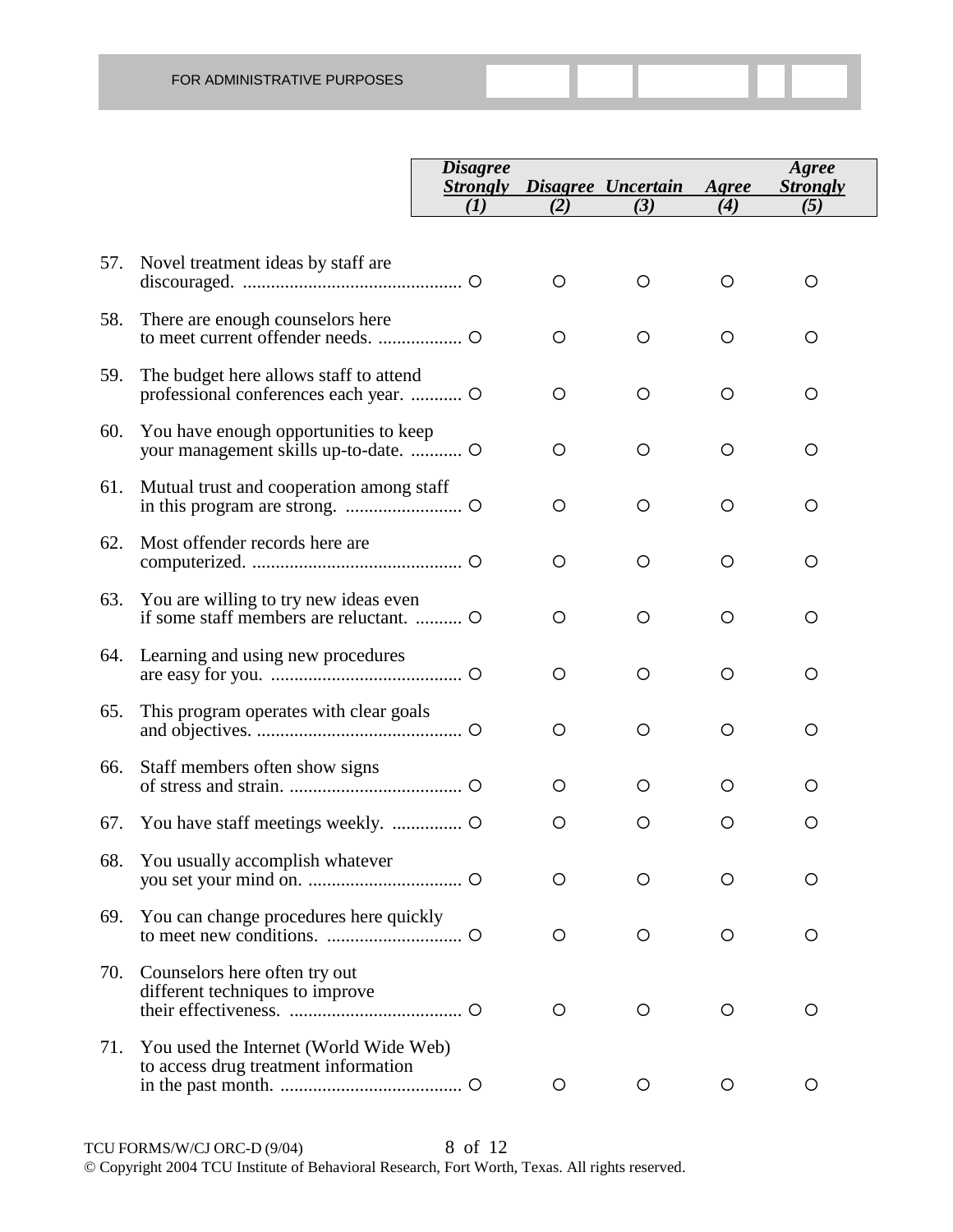FOR ADMINISTRATIVE PURPOSES

| | | Disagree Strongly (1) | Disagree (2) | Uncertain (3) | Agree (4) | Agree Strongly (5) |
|---|---|---|---|---|---|---|
| 57. | Novel treatment ideas by staff are discouraged. | ○ | ○ | ○ | ○ | ○ |
| 58. | There are enough counselors here to meet current offender needs. | ○ | ○ | ○ | ○ | ○ |
| 59. | The budget here allows staff to attend professional conferences each year. | ○ | ○ | ○ | ○ | ○ |
| 60. | You have enough opportunities to keep your management skills up-to-date. | ○ | ○ | ○ | ○ | ○ |
| 61. | Mutual trust and cooperation among staff in this program are strong. | ○ | ○ | ○ | ○ | ○ |
| 62. | Most offender records here are computerized. | ○ | ○ | ○ | ○ | ○ |
| 63. | You are willing to try new ideas even if some staff members are reluctant. | ○ | ○ | ○ | ○ | ○ |
| 64. | Learning and using new procedures are easy for you. | ○ | ○ | ○ | ○ | ○ |
| 65. | This program operates with clear goals and objectives. | ○ | ○ | ○ | ○ | ○ |
| 66. | Staff members often show signs of stress and strain. | ○ | ○ | ○ | ○ | ○ |
| 67. | You have staff meetings weekly. | ○ | ○ | ○ | ○ | ○ |
| 68. | You usually accomplish whatever you set your mind on. | ○ | ○ | ○ | ○ | ○ |
| 69. | You can change procedures here quickly to meet new conditions. | ○ | ○ | ○ | ○ | ○ |
| 70. | Counselors here often try out different techniques to improve their effectiveness. | ○ | ○ | ○ | ○ | ○ |
| 71. | You used the Internet (World Wide Web) to access drug treatment information in the past month. | ○ | ○ | ○ | ○ | ○ |

TCU FORMS/W/CJ ORC-D (9/04)

© Copyright 2004 TCU Institute of Behavioral Research, Fort Worth, Texas. All rights reserved.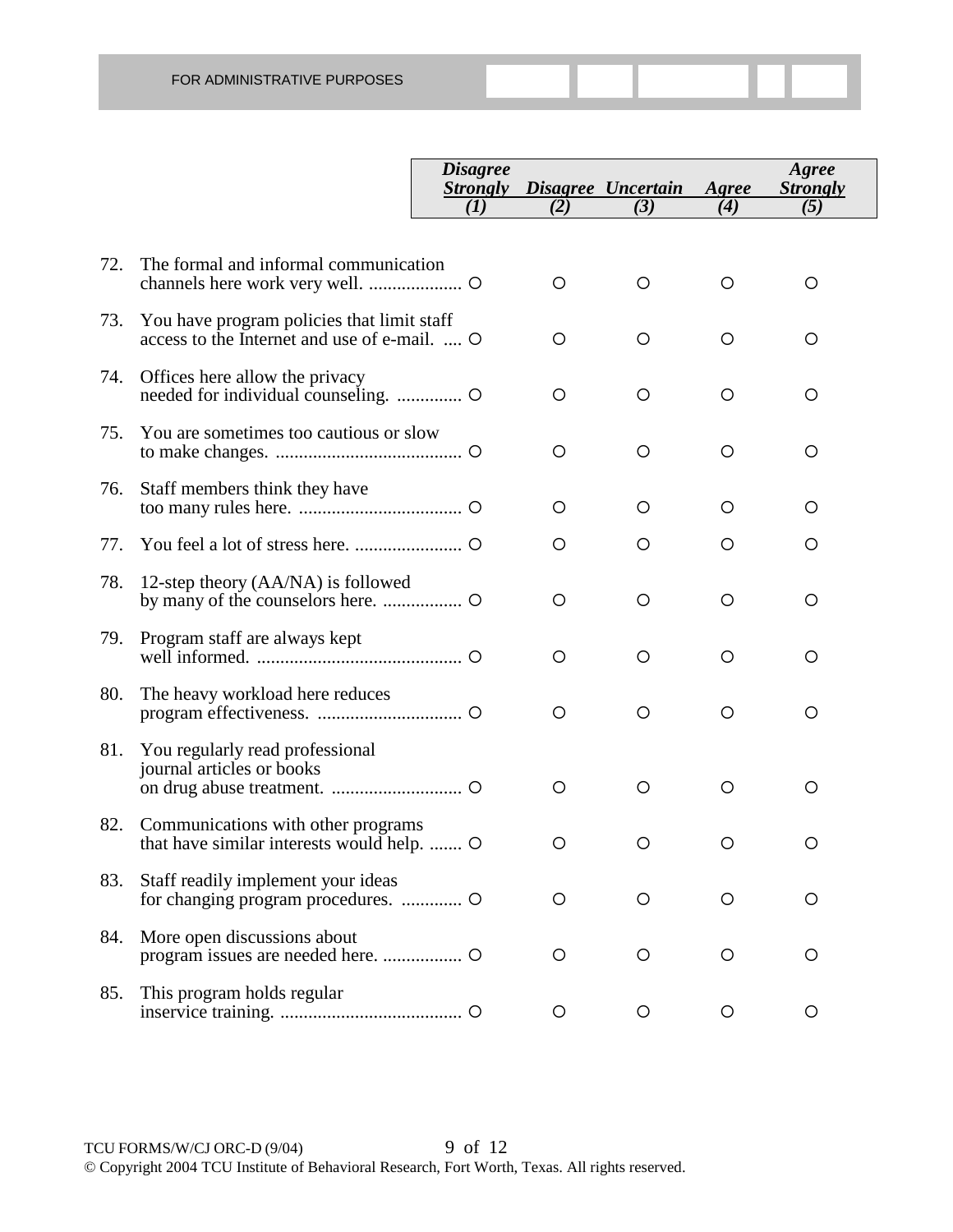FOR ADMINISTRATIVE PURPOSES

| | | *Disagree Strongly (1)* | *Disagree (2)* | *Uncertain (3)* | *Agree (4)* | *Agree Strongly (5)* |
|---|---|---|---|---|---|---|
| 72. | The formal and informal communication channels here work very well. | O | O | O | O | O |
| 73. | You have program policies that limit staff access to the Internet and use of e-mail. | O | O | O | O | O |
| 74. | Offices here allow the privacy needed for individual counseling. | O | O | O | O | O |
| 75. | You are sometimes too cautious or slow to make changes. | O | O | O | O | O |
| 76. | Staff members think they have too many rules here. | O | O | O | O | O |
| 77. | You feel a lot of stress here. | O | O | O | O | O |
| 78. | 12-step theory (AA/NA) is followed by many of the counselors here. | O | O | O | O | O |
| 79. | Program staff are always kept well informed. | O | O | O | O | O |
| 80. | The heavy workload here reduces program effectiveness. | O | O | O | O | O |
| 81. | You regularly read professional journal articles or books on drug abuse treatment. | O | O | O | O | O |
| 82. | Communications with other programs that have similar interests would help. | O | O | O | O | O |
| 83. | Staff readily implement your ideas for changing program procedures. | O | O | O | O | O |
| 84. | More open discussions about program issues are needed here. | O | O | O | O | O |
| 85. | This program holds regular inservice training. | O | O | O | O | O |

TCU FORMS/W/CJ ORC-D (9/04)

© Copyright 2004 TCU Institute of Behavioral Research, Fort Worth, Texas. All rights reserved.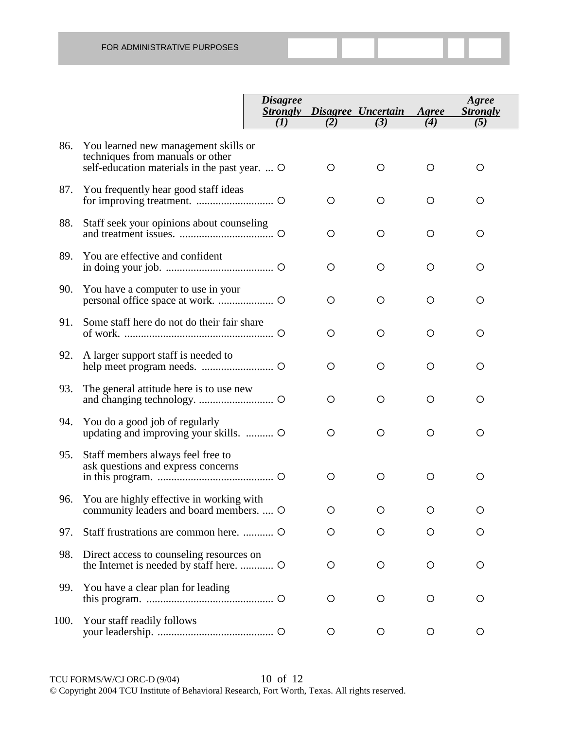FOR ADMINISTRATIVE PURPOSES

| | | *Disagree Strongly* (1) | *Disagree* (2) | *Uncertain* (3) | *Agree* (4) | *Agree Strongly* (5) |
|---|---|---|---|---|---|---|
| 86. | You learned new management skills or techniques from manuals or other self-education materials in the past year. | ○ | ○ | ○ | ○ | ○ |
| 87. | You frequently hear good staff ideas for improving treatment. | ○ | ○ | ○ | ○ | ○ |
| 88. | Staff seek your opinions about counseling and treatment issues. | ○ | ○ | ○ | ○ | ○ |
| 89. | You are effective and confident in doing your job. | ○ | ○ | ○ | ○ | ○ |
| 90. | You have a computer to use in your personal office space at work. | ○ | ○ | ○ | ○ | ○ |
| 91. | Some staff here do not do their fair share of work. | ○ | ○ | ○ | ○ | ○ |
| 92. | A larger support staff is needed to help meet program needs. | ○ | ○ | ○ | ○ | ○ |
| 93. | The general attitude here is to use new and changing technology. | ○ | ○ | ○ | ○ | ○ |
| 94. | You do a good job of regularly updating and improving your skills. | ○ | ○ | ○ | ○ | ○ |
| 95. | Staff members always feel free to ask questions and express concerns in this program. | ○ | ○ | ○ | ○ | ○ |
| 96. | You are highly effective in working with community leaders and board members. | ○ | ○ | ○ | ○ | ○ |
| 97. | Staff frustrations are common here. | ○ | ○ | ○ | ○ | ○ |
| 98. | Direct access to counseling resources on the Internet is needed by staff here. | ○ | ○ | ○ | ○ | ○ |
| 99. | You have a clear plan for leading this program. | ○ | ○ | ○ | ○ | ○ |
| 100. | Your staff readily follows your leadership. | ○ | ○ | ○ | ○ | ○ |

TCU FORMS/W/CJ ORC-D (9/04)

© Copyright 2004 TCU Institute of Behavioral Research, Fort Worth, Texas. All rights reserved.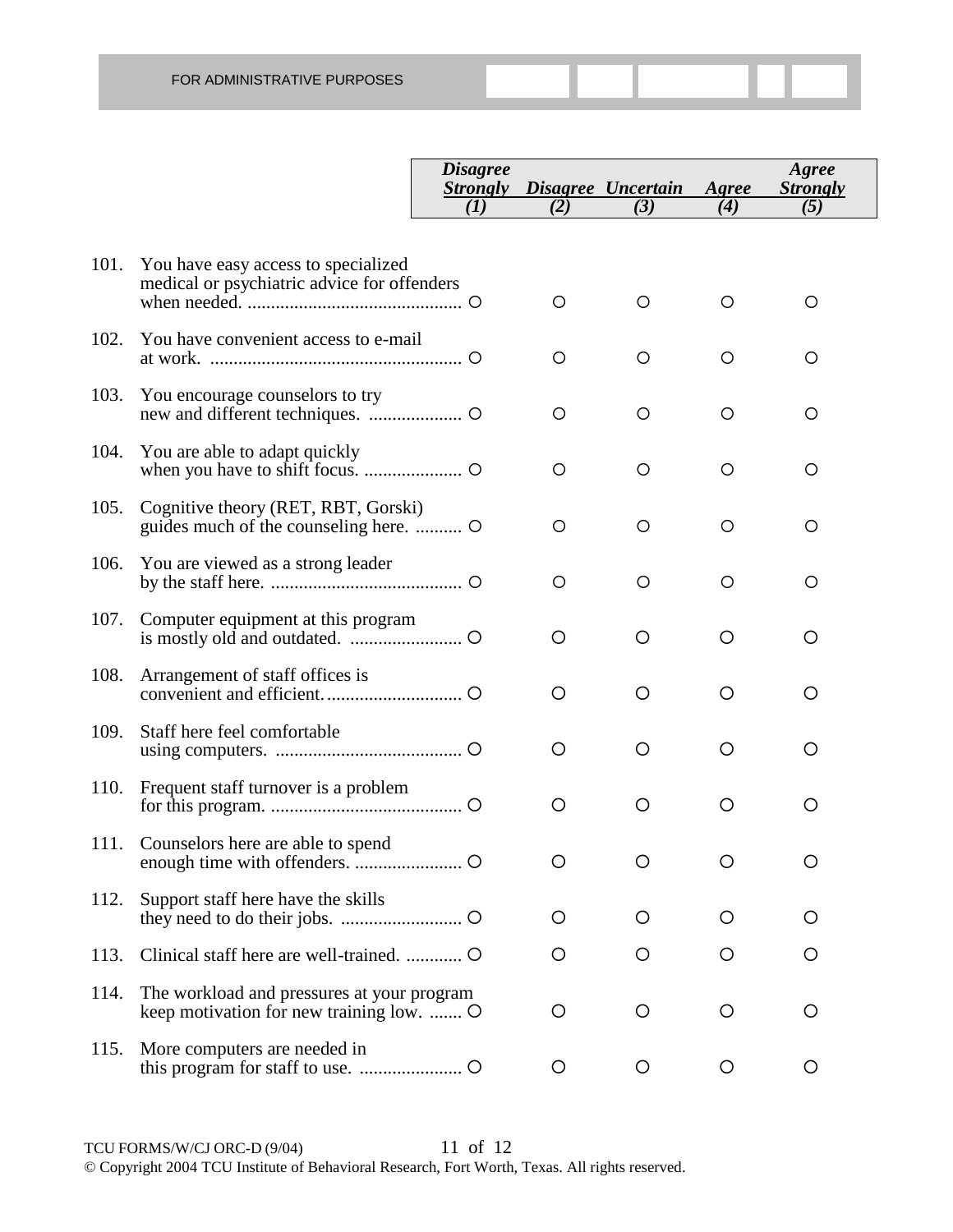FOR ADMINISTRATIVE PURPOSES

| | | *Disagree Strongly (1)* | *Disagree (2)* | *Uncertain (3)* | *Agree (4)* | *Agree Strongly (5)* |
|---|---|---|---|---|---|---|
| 101. | You have easy access to specialized medical or psychiatric advice for offenders when needed. | ○ | ○ | ○ | ○ | ○ |
| 102. | You have convenient access to e-mail at work. | ○ | ○ | ○ | ○ | ○ |
| 103. | You encourage counselors to try new and different techniques. | ○ | ○ | ○ | ○ | ○ |
| 104. | You are able to adapt quickly when you have to shift focus. | ○ | ○ | ○ | ○ | ○ |
| 105. | Cognitive theory (RET, RBT, Gorski) guides much of the counseling here. | ○ | ○ | ○ | ○ | ○ |
| 106. | You are viewed as a strong leader by the staff here. | ○ | ○ | ○ | ○ | ○ |
| 107. | Computer equipment at this program is mostly old and outdated. | ○ | ○ | ○ | ○ | ○ |
| 108. | Arrangement of staff offices is convenient and efficient. | ○ | ○ | ○ | ○ | ○ |
| 109. | Staff here feel comfortable using computers. | ○ | ○ | ○ | ○ | ○ |
| 110. | Frequent staff turnover is a problem for this program. | ○ | ○ | ○ | ○ | ○ |
| 111. | Counselors here are able to spend enough time with offenders. | ○ | ○ | ○ | ○ | ○ |
| 112. | Support staff here have the skills they need to do their jobs. | ○ | ○ | ○ | ○ | ○ |
| 113. | Clinical staff here are well-trained. | ○ | ○ | ○ | ○ | ○ |
| 114. | The workload and pressures at your program keep motivation for new training low. | ○ | ○ | ○ | ○ | ○ |
| 115. | More computers are needed in this program for staff to use. | ○ | ○ | ○ | ○ | ○ |

TCU FORMS/W/CJ ORC-D (9/04)

© Copyright 2004 TCU Institute of Behavioral Research, Fort Worth, Texas. All rights reserved.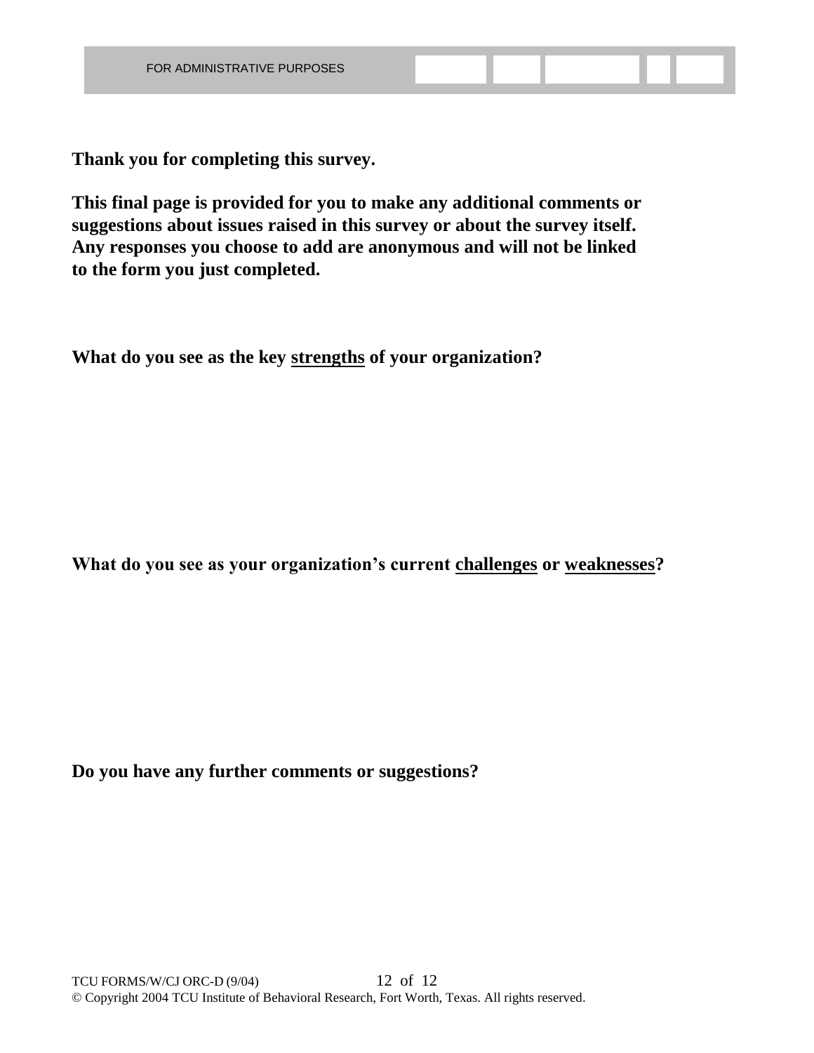FOR ADMINISTRATIVE PURPOSES

**Thank you for completing this survey.**

**This final page is provided for you to make any additional comments or suggestions about issues raised in this survey or about the survey itself. Any responses you choose to add are anonymous and will not be linked to the form you just completed.**

**What do you see as the key <u>strengths</u> of your organization?**

**What do you see as your organization's current <u>challenges</u> or <u>weaknesses</u>?**

**Do you have any further comments or suggestions?**

TCU FORMS/W/CJ ORC-D (9/04)

© Copyright 2004 TCU Institute of Behavioral Research, Fort Worth, Texas. All rights reserved.